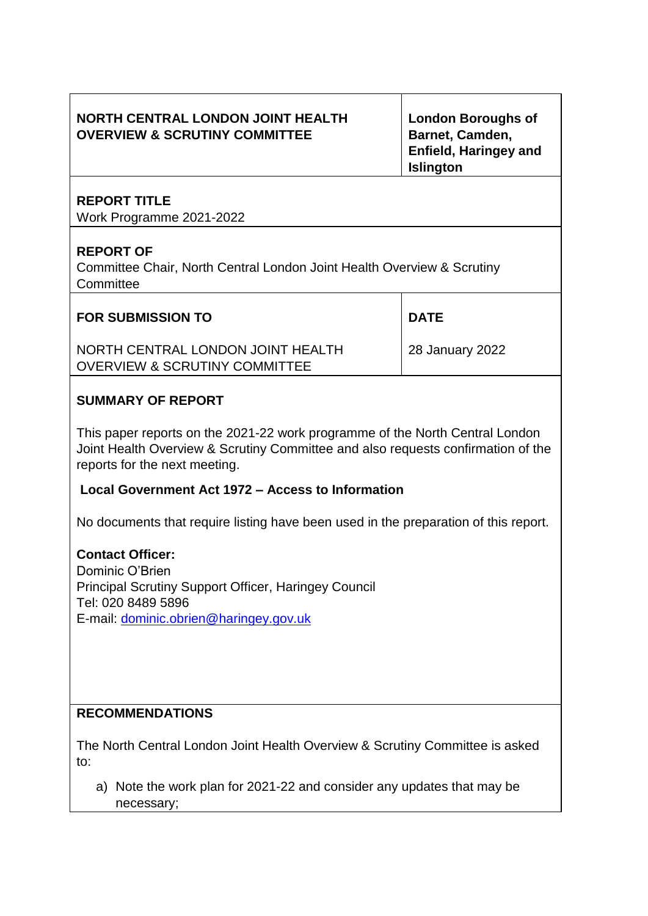| NORTH CENTRAL LONDON JOINT HEALTH OVERVIEW & SCRUTINY COMMITTEE | London Boroughs of Barnet, Camden, Enfield, Haringey and Islington |
|---|---|

**REPORT TITLE**
Work Programme 2021-2022

**REPORT OF**
Committee Chair, North Central London Joint Health Overview & Scrutiny Committee

| FOR SUBMISSION TO | DATE |
|---|---|
| NORTH CENTRAL LONDON JOINT HEALTH OVERVIEW & SCRUTINY COMMITTEE | 28 January 2022 |

**SUMMARY OF REPORT**

This paper reports on the 2021-22 work programme of the North Central London Joint Health Overview & Scrutiny Committee and also requests confirmation of the reports for the next meeting.

**Local Government Act 1972 – Access to Information**

No documents that require listing have been used in the preparation of this report.

**Contact Officer:**
Dominic O'Brien
Principal Scrutiny Support Officer, Haringey Council
Tel: 020 8489 5896
E-mail: dominic.obrien@haringey.gov.uk

**RECOMMENDATIONS**

The North Central London Joint Health Overview & Scrutiny Committee is asked to:

a) Note the work plan for 2021-22 and consider any updates that may be necessary;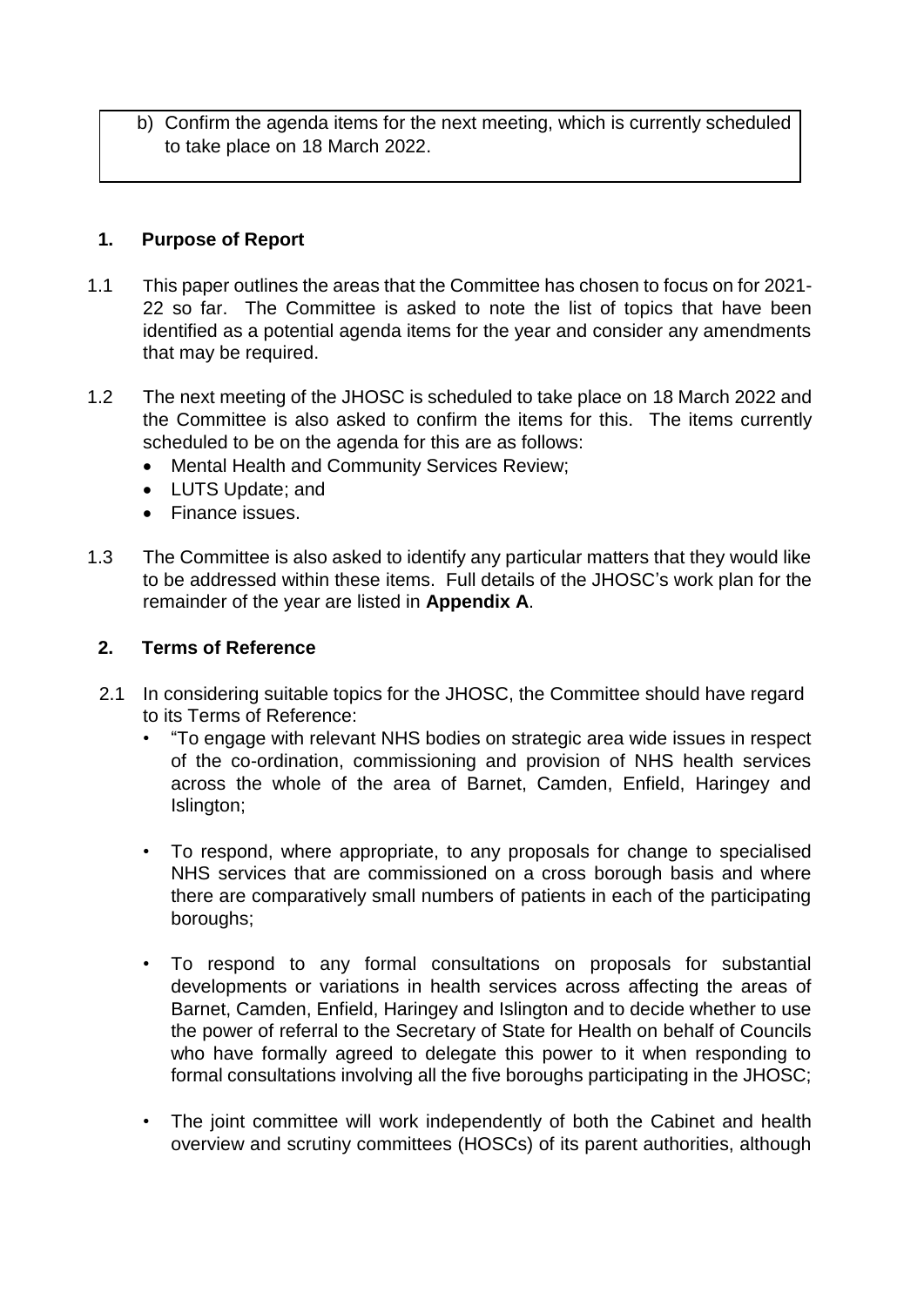b) Confirm the agenda items for the next meeting, which is currently scheduled to take place on 18 March 2022.

## 1. Purpose of Report

1.1 This paper outlines the areas that the Committee has chosen to focus on for 2021-22 so far. The Committee is asked to note the list of topics that have been identified as a potential agenda items for the year and consider any amendments that may be required.

1.2 The next meeting of the JHOSC is scheduled to take place on 18 March 2022 and the Committee is also asked to confirm the items for this. The items currently scheduled to be on the agenda for this are as follows:

- Mental Health and Community Services Review;
- LUTS Update; and
- Finance issues.

1.3 The Committee is also asked to identify any particular matters that they would like to be addressed within these items. Full details of the JHOSC's work plan for the remainder of the year are listed in **Appendix A**.

## 2. Terms of Reference

2.1 In considering suitable topics for the JHOSC, the Committee should have regard to its Terms of Reference:

- "To engage with relevant NHS bodies on strategic area wide issues in respect of the co-ordination, commissioning and provision of NHS health services across the whole of the area of Barnet, Camden, Enfield, Haringey and Islington;

- To respond, where appropriate, to any proposals for change to specialised NHS services that are commissioned on a cross borough basis and where there are comparatively small numbers of patients in each of the participating boroughs;

- To respond to any formal consultations on proposals for substantial developments or variations in health services across affecting the areas of Barnet, Camden, Enfield, Haringey and Islington and to decide whether to use the power of referral to the Secretary of State for Health on behalf of Councils who have formally agreed to delegate this power to it when responding to formal consultations involving all the five boroughs participating in the JHOSC;

- The joint committee will work independently of both the Cabinet and health overview and scrutiny committees (HOSCs) of its parent authorities, although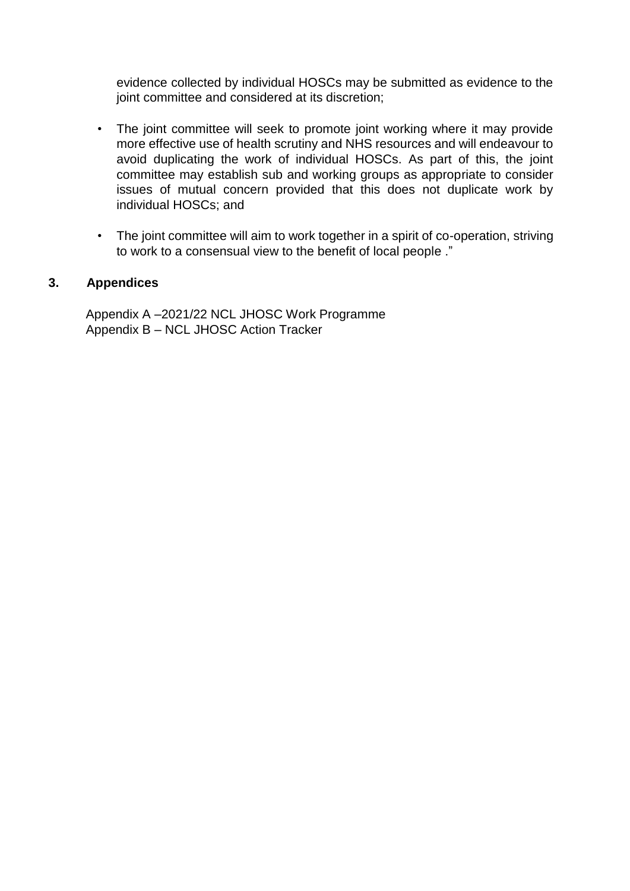evidence collected by individual HOSCs may be submitted as evidence to the joint committee and considered at its discretion;

- The joint committee will seek to promote joint working where it may provide more effective use of health scrutiny and NHS resources and will endeavour to avoid duplicating the work of individual HOSCs. As part of this, the joint committee may establish sub and working groups as appropriate to consider issues of mutual concern provided that this does not duplicate work by individual HOSCs; and
- The joint committee will aim to work together in a spirit of co-operation, striving to work to a consensual view to the benefit of local people ."

## 3. Appendices

Appendix A –2021/22 NCL JHOSC Work Programme
Appendix B – NCL JHOSC Action Tracker